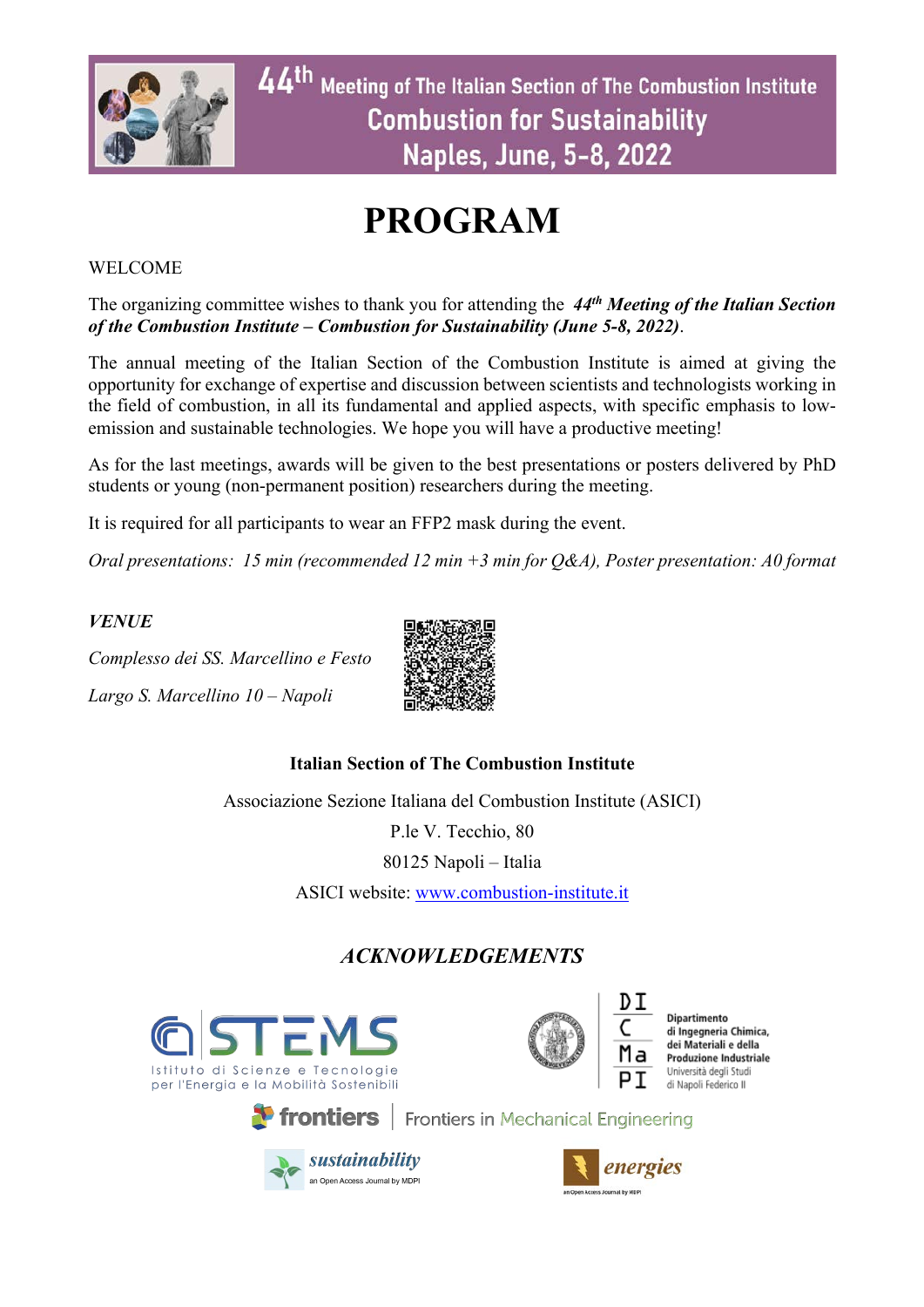# 44th Meeting of The Italian Section of The Combustion Institute

## Combustion for Sustainability

## Naples, June, 5-8, 2022

# PROGRAM

WELCOME

The organizing committee wishes to thank you for attending the ***44th Meeting of the Italian Section of the Combustion Institute – Combustion for Sustainability (June 5-8, 2022)***.

The annual meeting of the Italian Section of the Combustion Institute is aimed at giving the opportunity for exchange of expertise and discussion between scientists and technologists working in the field of combustion, in all its fundamental and applied aspects, with specific emphasis to low-emission and sustainable technologies. We hope you will have a productive meeting!

As for the last meetings, awards will be given to the best presentations or posters delivered by PhD students or young (non-permanent position) researchers during the meeting.

It is required for all participants to wear an FFP2 mask during the event.

*Oral presentations: 15 min (recommended 12 min +3 min for Q&A), Poster presentation: A0 format*

***VENUE***

*Complesso dei SS. Marcellino e Festo*

*Largo S. Marcellino 10 – Napoli*

**Italian Section of The Combustion Institute**

Associazione Sezione Italiana del Combustion Institute (ASICI)

P.le V. Tecchio, 80

80125 Napoli – Italia

ASICI website: www.combustion-institute.it

## *ACKNOWLEDGEMENTS*

STEMS – Istituto di Scienze e Tecnologie per l'Energia e la Mobilità Sostenibili

DICMaPI – Dipartimento di Ingegneria Chimica, dei Materiali e della Produzione Industriale, Università degli Studi di Napoli Federico II

frontiers | Frontiers in Mechanical Engineering

sustainability – an Open Access Journal by MDPI

energies – an Open Access Journal by MDPI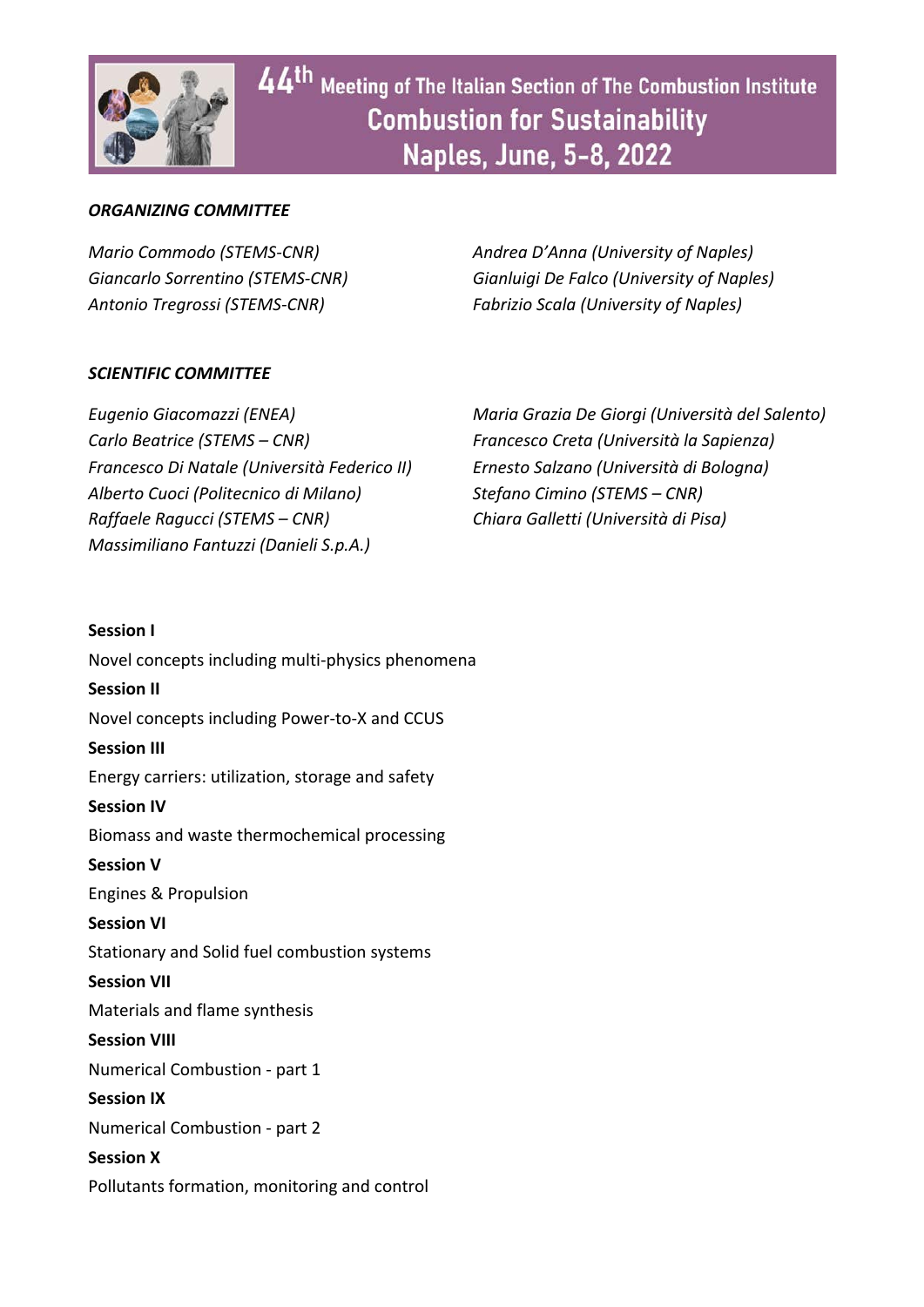# 44th Meeting of The Italian Section of The Combustion Institute

## Combustion for Sustainability

## Naples, June, 5-8, 2022

***ORGANIZING COMMITTEE***

*Mario Commodo (STEMS-CNR)*
*Giancarlo Sorrentino (STEMS-CNR)*
*Antonio Tregrossi (STEMS-CNR)*
*Andrea D'Anna (University of Naples)*
*Gianluigi De Falco (University of Naples)*
*Fabrizio Scala (University of Naples)*

***SCIENTIFIC COMMITTEE***

*Eugenio Giacomazzi (ENEA)*
*Carlo Beatrice (STEMS – CNR)*
*Francesco Di Natale (Università Federico II)*
*Alberto Cuoci (Politecnico di Milano)*
*Raffaele Ragucci (STEMS – CNR)*
*Massimiliano Fantuzzi (Danieli S.p.A.)*
*Maria Grazia De Giorgi (Università del Salento)*
*Francesco Creta (Università la Sapienza)*
*Ernesto Salzano (Università di Bologna)*
*Stefano Cimino (STEMS – CNR)*
*Chiara Galletti (Università di Pisa)*

**Session I**

Novel concepts including multi-physics phenomena

**Session II**

Novel concepts including Power-to-X and CCUS

**Session III**

Energy carriers: utilization, storage and safety

**Session IV**

Biomass and waste thermochemical processing

**Session V**

Engines & Propulsion

**Session VI**

Stationary and Solid fuel combustion systems

**Session VII**

Materials and flame synthesis

**Session VIII**

Numerical Combustion - part 1

**Session IX**

Numerical Combustion - part 2

**Session X**

Pollutants formation, monitoring and control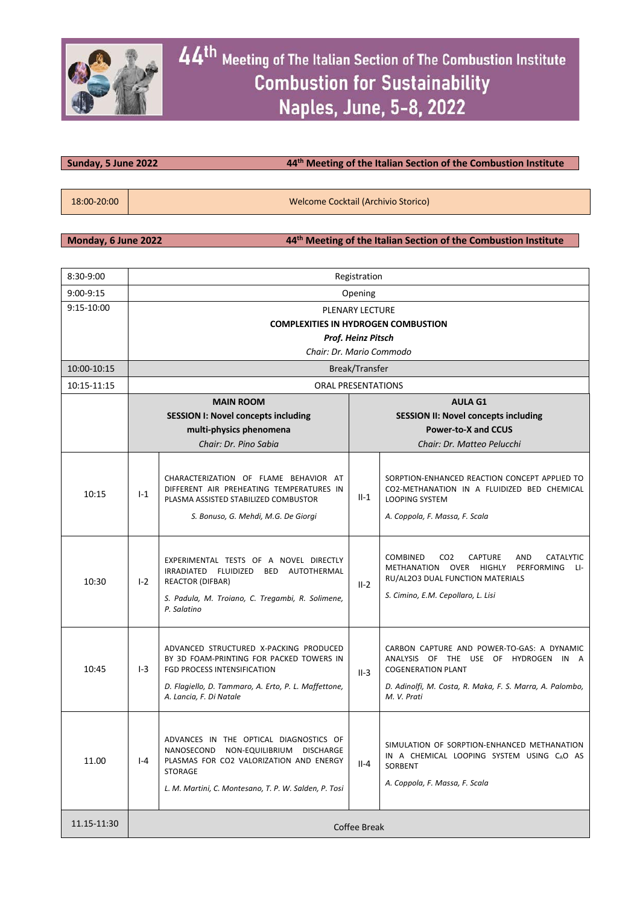# 44th Meeting of The Italian Section of The Combustion Institute
## Combustion for Sustainability
## Naples, June, 5-8, 2022

| **Sunday, 5 June 2022** | **44th Meeting of the Italian Section of the Combustion Institute** |
|---|---|

| 18:00-20:00 | Welcome Cocktail (Archivio Storico) |
|---|---|

| **Monday, 6 June 2022** | **44th Meeting of the Italian Section of the Combustion Institute** |
|---|---|

| Time | | | | |
|---|---|---|---|---|
| 8:30-9:00 | Registration | | | |
| 9:00-9:15 | Opening | | | |
| 9:15-10:00 | PLENARY LECTURE<br>**COMPLEXITIES IN HYDROGEN COMBUSTION**<br>***Prof. Heinz Pitsch***<br>*Chair: Dr. Mario Commodo* | | | |
| 10:00-10:15 | Break/Transfer | | | |
| 10:15-11:15 | ORAL PRESENTATIONS | | | |
| | **MAIN ROOM**<br>**SESSION I: Novel concepts including multi-physics phenomena**<br>*Chair: Dr. Pino Sabia* | | **AULA G1**<br>**SESSION II: Novel concepts including Power-to-X and CCUS**<br>*Chair: Dr. Matteo Pelucchi* | |
| 10:15 | I-1 | CHARACTERIZATION OF FLAME BEHAVIOR AT DIFFERENT AIR PREHEATING TEMPERATURES IN PLASMA ASSISTED STABILIZED COMBUSTOR<br>*S. Bonuso, G. Mehdi, M.G. De Giorgi* | II-1 | SORPTION-ENHANCED REACTION CONCEPT APPLIED TO CO2-METHANATION IN A FLUIDIZED BED CHEMICAL LOOPING SYSTEM<br>*A. Coppola, F. Massa, F. Scala* |
| 10:30 | I-2 | EXPERIMENTAL TESTS OF A NOVEL DIRECTLY IRRADIATED FLUIDIZED BED AUTOTHERMAL REACTOR (DIFBAR)<br>*S. Padula, M. Troiano, C. Tregambi, R. Solimene, P. Salatino* | II-2 | COMBINED CO2 CAPTURE AND CATALYTIC METHANATION OVER HIGHLY PERFORMING LI-RU/AL2O3 DUAL FUNCTION MATERIALS<br>*S. Cimino, E.M. Cepollaro, L. Lisi* |
| 10:45 | I-3 | ADVANCED STRUCTURED X-PACKING PRODUCED BY 3D FOAM-PRINTING FOR PACKED TOWERS IN FGD PROCESS INTENSIFICATION<br>*D. Flagiello, D. Tammaro, A. Erto, P. L. Maffettone, A. Lancia, F. Di Natale* | II-3 | CARBON CAPTURE AND POWER-TO-GAS: A DYNAMIC ANALYSIS OF THE USE OF HYDROGEN IN A COGENERATION PLANT<br>*D. Adinolfi, M. Costa, R. Maka, F. S. Marra, A. Palombo, M. V. Prati* |
| 11.00 | I-4 | ADVANCES IN THE OPTICAL DIAGNOSTICS OF NANOSECOND NON-EQUILIBRIUM DISCHARGE PLASMAS FOR CO2 VALORIZATION AND ENERGY STORAGE<br>*L. M. Martini, C. Montesano, T. P. W. Salden, P. Tosi* | II-4 | SIMULATION OF SORPTION-ENHANCED METHANATION IN A CHEMICAL LOOPING SYSTEM USING $C_AO$ AS SORBENT<br>*A. Coppola, F. Massa, F. Scala* |
| 11.15-11:30 | Coffee Break | | | |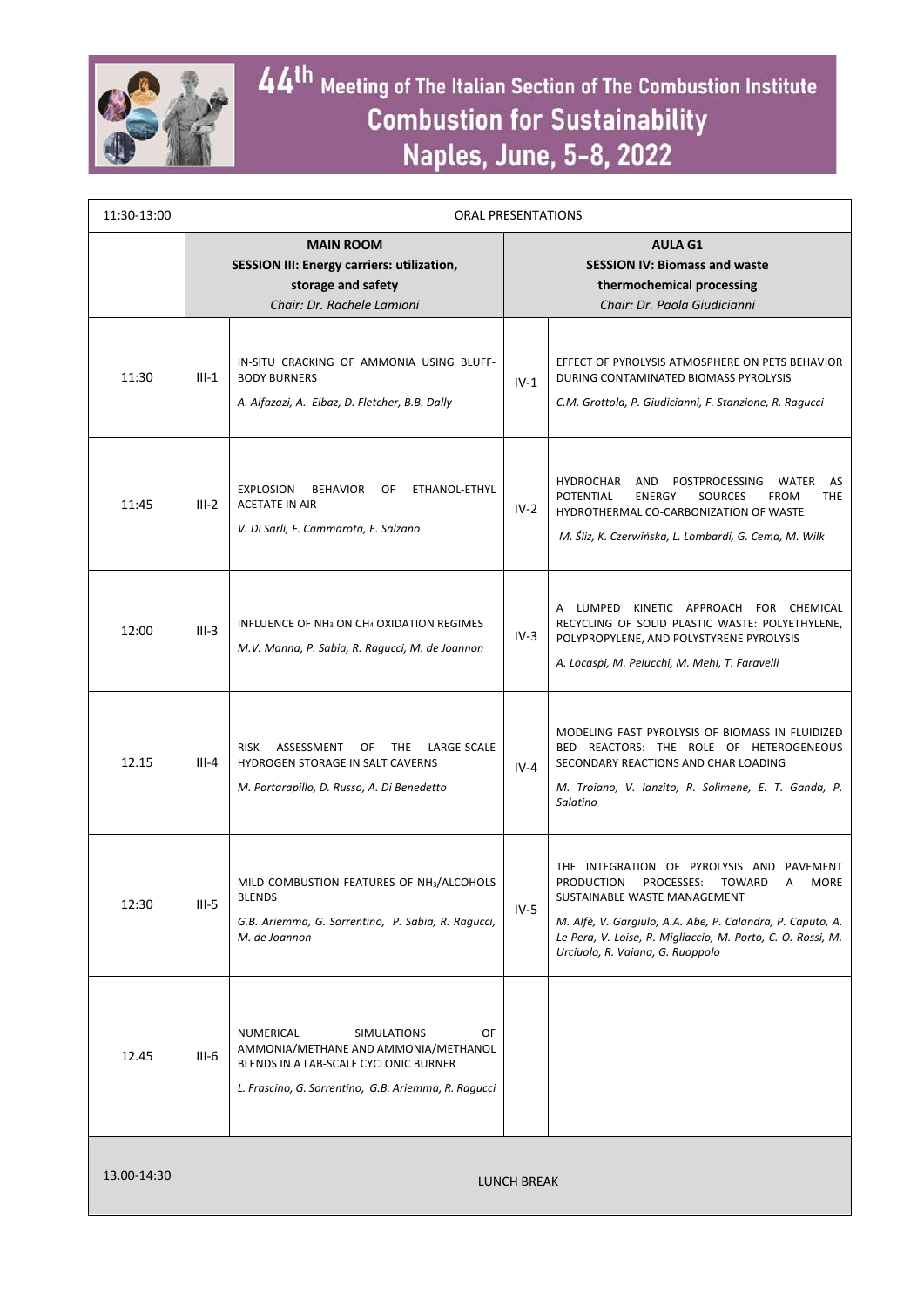# 44th Meeting of The Italian Section of The Combustion Institute
## Combustion for Sustainability
## Naples, June, 5-8, 2022

| 11:30-13:00 | ORAL PRESENTATIONS | | | |
|---|---|---|---|---|
| | **MAIN ROOM** **SESSION III: Energy carriers: utilization, storage and safety** *Chair: Dr. Rachele Lamioni* | | **AULA G1** **SESSION IV: Biomass and waste thermochemical processing** *Chair: Dr. Paola Giudicianni* | |
| 11:30 | III-1 | IN-SITU CRACKING OF AMMONIA USING BLUFF-BODY BURNERS *A. Alfazazi, A. Elbaz, D. Fletcher, B.B. Dally* | IV-1 | EFFECT OF PYROLYSIS ATMOSPHERE ON PETS BEHAVIOR DURING CONTAMINATED BIOMASS PYROLYSIS *C.M. Grottola, P. Giudicianni, F. Stanzione, R. Ragucci* |
| 11:45 | III-2 | EXPLOSION BEHAVIOR OF ETHANOL-ETHYL ACETATE IN AIR *V. Di Sarli, F. Cammarota, E. Salzano* | IV-2 | HYDROCHAR AND POSTPROCESSING WATER AS POTENTIAL ENERGY SOURCES FROM THE HYDROTHERMAL CO-CARBONIZATION OF WASTE *M. Śliz, K. Czerwińska, L. Lombardi, G. Cema, M. Wilk* |
| 12:00 | III-3 | INFLUENCE OF $NH_3$ ON $CH_4$ OXIDATION REGIMES *M.V. Manna, P. Sabia, R. Ragucci, M. de Joannon* | IV-3 | A LUMPED KINETIC APPROACH FOR CHEMICAL RECYCLING OF SOLID PLASTIC WASTE: POLYETHYLENE, POLYPROPYLENE, AND POLYSTYRENE PYROLYSIS *A. Locaspi, M. Pelucchi, M. Mehl, T. Faravelli* |
| 12.15 | III-4 | RISK ASSESSMENT OF THE LARGE-SCALE HYDROGEN STORAGE IN SALT CAVERNS *M. Portarapillo, D. Russo, A. Di Benedetto* | IV-4 | MODELING FAST PYROLYSIS OF BIOMASS IN FLUIDIZED BED REACTORS: THE ROLE OF HETEROGENEOUS SECONDARY REACTIONS AND CHAR LOADING *M. Troiano, V. Ianzito, R. Solimene, E. T. Ganda, P. Salatino* |
| 12:30 | III-5 | MILD COMBUSTION FEATURES OF $NH_3$/ALCOHOLS BLENDS *G.B. Ariemma, G. Sorrentino, P. Sabia, R. Ragucci, M. de Joannon* | IV-5 | THE INTEGRATION OF PYROLYSIS AND PAVEMENT PRODUCTION PROCESSES: TOWARD A MORE SUSTAINABLE WASTE MANAGEMENT *M. Alfè, V. Gargiulo, A.A. Abe, P. Calandra, P. Caputo, A. Le Pera, V. Loise, R. Migliaccio, M. Porto, C. O. Rossi, M. Urciuolo, R. Vaiana, G. Ruoppolo* |
| 12.45 | III-6 | NUMERICAL SIMULATIONS OF AMMONIA/METHANE AND AMMONIA/METHANOL BLENDS IN A LAB-SCALE CYCLONIC BURNER *L. Frascino, G. Sorrentino, G.B. Ariemma, R. Ragucci* | | |
| 13.00-14:30 | LUNCH BREAK | | | |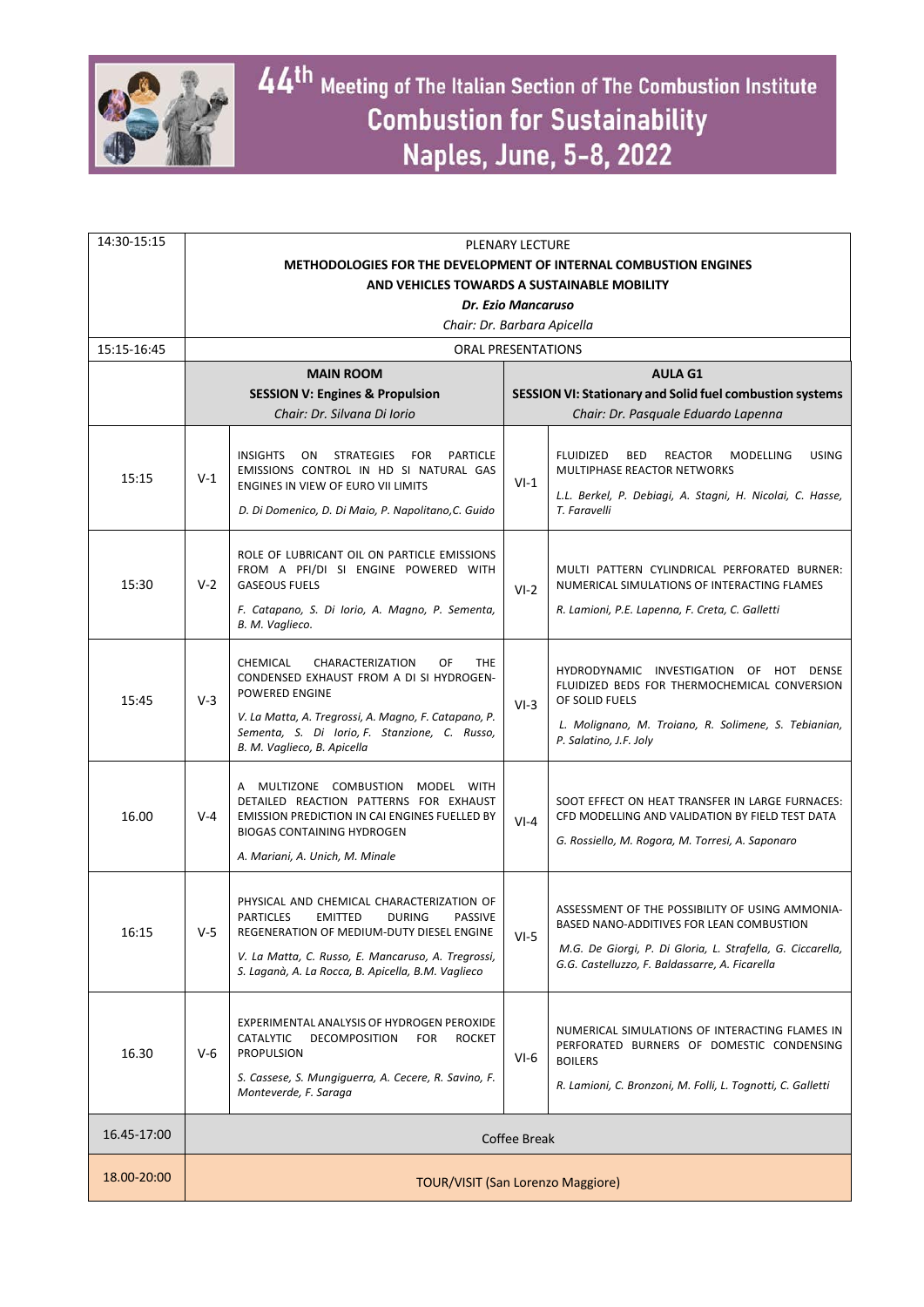# 44th Meeting of The Italian Section of The Combustion Institute
## Combustion for Sustainability
## Naples, June, 5-8, 2022

| | | | | |
|---|---|---|---|---|
| 14:30-15:15 | PLENARY LECTURE<br>**METHODOLOGIES FOR THE DEVELOPMENT OF INTERNAL COMBUSTION ENGINES AND VEHICLES TOWARDS A SUSTAINABLE MOBILITY**<br>***Dr. Ezio Mancaruso***<br>*Chair: Dr. Barbara Apicella* | | | |
| 15:15-16:45 | ORAL PRESENTATIONS | | | |
| | **MAIN ROOM**<br>**SESSION V: Engines & Propulsion**<br>*Chair: Dr. Silvana Di Iorio* | | **AULA G1**<br>**SESSION VI: Stationary and Solid fuel combustion systems**<br>*Chair: Dr. Pasquale Eduardo Lapenna* | |
| 15:15 | V-1 | INSIGHTS ON STRATEGIES FOR PARTICLE EMISSIONS CONTROL IN HD SI NATURAL GAS ENGINES IN VIEW OF EURO VII LIMITS<br>*D. Di Domenico, D. Di Maio, P. Napolitano,C. Guido* | VI-1 | FLUIDIZED BED REACTOR MODELLING USING MULTIPHASE REACTOR NETWORKS<br>*L.L. Berkel, P. Debiagi, A. Stagni, H. Nicolai, C. Hasse, T. Faravelli* |
| 15:30 | V-2 | ROLE OF LUBRICANT OIL ON PARTICLE EMISSIONS FROM A PFI/DI SI ENGINE POWERED WITH GASEOUS FUELS<br>*F. Catapano, S. Di Iorio, A. Magno, P. Sementa, B. M. Vaglieco.* | VI-2 | MULTI PATTERN CYLINDRICAL PERFORATED BURNER: NUMERICAL SIMULATIONS OF INTERACTING FLAMES<br>*R. Lamioni, P.E. Lapenna, F. Creta, C. Galletti* |
| 15:45 | V-3 | CHEMICAL CHARACTERIZATION OF THE CONDENSED EXHAUST FROM A DI SI HYDROGEN-POWERED ENGINE<br>*V. La Matta, A. Tregrossi, A. Magno, F. Catapano, P. Sementa, S. Di Iorio, F. Stanzione, C. Russo, B. M. Vaglieco, B. Apicella* | VI-3 | HYDRODYNAMIC INVESTIGATION OF HOT DENSE FLUIDIZED BEDS FOR THERMOCHEMICAL CONVERSION OF SOLID FUELS<br>*L. Molignano, M. Troiano, R. Solimene, S. Tebianian, P. Salatino, J.F. Joly* |
| 16.00 | V-4 | A MULTIZONE COMBUSTION MODEL WITH DETAILED REACTION PATTERNS FOR EXHAUST EMISSION PREDICTION IN CAI ENGINES FUELLED BY BIOGAS CONTAINING HYDROGEN<br>*A. Mariani, A. Unich, M. Minale* | VI-4 | SOOT EFFECT ON HEAT TRANSFER IN LARGE FURNACES: CFD MODELLING AND VALIDATION BY FIELD TEST DATA<br>*G. Rossiello, M. Rogora, M. Torresi, A. Saponaro* |
| 16:15 | V-5 | PHYSICAL AND CHEMICAL CHARACTERIZATION OF PARTICLES EMITTED DURING PASSIVE REGENERATION FOR MEDIUM-DUTY DIESEL ENGINE<br>*V. La Matta, C. Russo, E. Mancaruso, A. Tregrossi, S. Laganà, A. La Rocca, B. Apicella, B.M. Vaglieco* | VI-5 | ASSESSMENT OF THE POSSIBILITY OF USING AMMONIA-BASED NANO-ADDITIVES FOR LEAN COMBUSTION<br>*M.G. De Giorgi, P. Di Gloria, L. Strafella, G. Ciccarella, G.G. Castelluzzo, F. Baldassarre, A. Ficarella* |
| 16.30 | V-6 | EXPERIMENTAL ANALYSIS OF HYDROGEN PEROXIDE CATALYTIC DECOMPOSITION FOR ROCKET PROPULSION<br>*S. Cassese, S. Mungiguerra, A. Cecere, R. Savino, F. Monteverde, F. Saraga* | VI-6 | NUMERICAL SIMULATIONS OF INTERACTING FLAMES IN PERFORATED BURNERS OF DOMESTIC CONDENSING BOILERS<br>*R. Lamioni, C. Bronzoni, M. Folli, L. Tognotti, C. Galletti* |
| 16.45-17:00 | Coffee Break | | | |
| 18.00-20:00 | TOUR/VISIT (San Lorenzo Maggiore) | | | |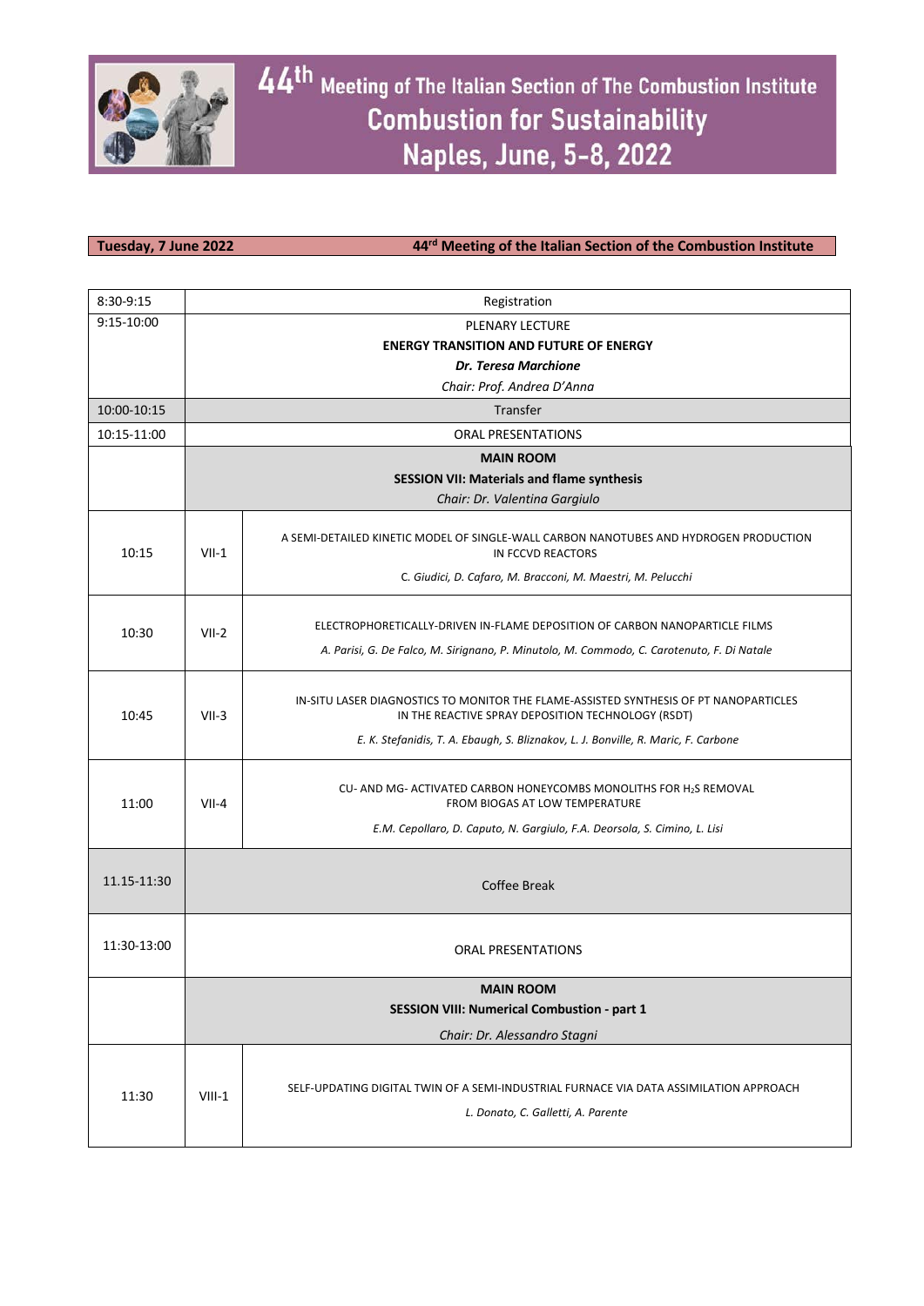# 44th Meeting of The Italian Section of The Combustion Institute

## Combustion for Sustainability

## Naples, June, 5-8, 2022

**Tuesday, 7 June 2022** — **44rd Meeting of the Italian Section of the Combustion Institute**

| | | |
|---|---|---|
| 8:30-9:15 | | Registration |
| 9:15-10:00 | | PLENARY LECTURE<br>**ENERGY TRANSITION AND FUTURE OF ENERGY**<br>***Dr. Teresa Marchione***<br>*Chair: Prof. Andrea D'Anna* |
| 10:00-10:15 | | Transfer |
| 10:15-11:00 | | ORAL PRESENTATIONS |
| | | **MAIN ROOM**<br>**SESSION VII: Materials and flame synthesis**<br>*Chair: Dr. Valentina Gargiulo* |
| 10:15 | VII-1 | A SEMI-DETAILED KINETIC MODEL OF SINGLE-WALL CARBON NANOTUBES AND HYDROGEN PRODUCTION IN FCCVD REACTORS<br>*C. Giudici, D. Cafaro, M. Bracconi, M. Maestri, M. Pelucchi* |
| 10:30 | VII-2 | ELECTROPHORETICALLY-DRIVEN IN-FLAME DEPOSITION OF CARBON NANOPARTICLE FILMS<br>*A. Parisi, G. De Falco, M. Sirignano, P. Minutolo, M. Commodo, C. Carotenuto, F. Di Natale* |
| 10:45 | VII-3 | IN-SITU LASER DIAGNOSTICS TO MONITOR THE FLAME-ASSISTED SYNTHESIS OF PT NANOPARTICLES IN THE REACTIVE SPRAY DEPOSITION TECHNOLOGY (RSDT)<br>*E. K. Stefanidis, T. A. Ebaugh, S. Bliznakov, L. J. Bonville, R. Maric, F. Carbone* |
| 11:00 | VII-4 | CU- AND MG- ACTIVATED CARBON HONEYCOMBS MONOLITHS FOR $H_2S$ REMOVAL FROM BIOGAS AT LOW TEMPERATURE<br>*E.M. Cepollaro, D. Caputo, N. Gargiulo, F.A. Deorsola, S. Cimino, L. Lisi* |
| 11.15-11:30 | | Coffee Break |
| 11:30-13:00 | | ORAL PRESENTATIONS |
| | | **MAIN ROOM**<br>**SESSION VIII: Numerical Combustion - part 1**<br>*Chair: Dr. Alessandro Stagni* |
| 11:30 | VIII-1 | SELF-UPDATING DIGITAL TWIN OF A SEMI-INDUSTRIAL FURNACE VIA DATA ASSIMILATION APPROACH<br>*L. Donato, C. Galletti, A. Parente* |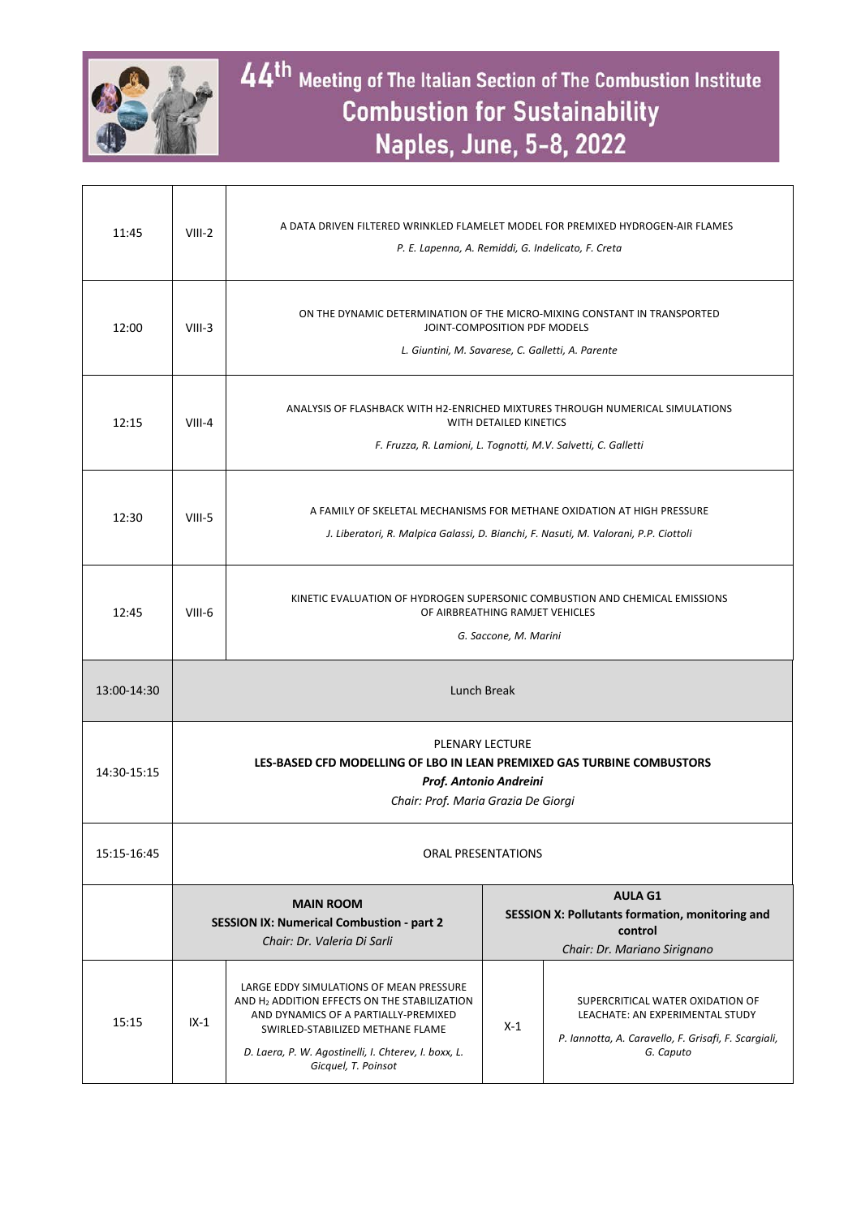| | | | | |
|---|---|---|---|---|
| 11:45 | VIII-2 | A DATA DRIVEN FILTERED WRINKLED FLAMELET MODEL FOR PREMIXED HYDROGEN-AIR FLAMES<br>*P. E. Lapenna, A. Remiddi, G. Indelicato, F. Creta* | | |
| 12:00 | VIII-3 | ON THE DYNAMIC DETERMINATION OF THE MICRO-MIXING CONSTANT IN TRANSPORTED JOINT-COMPOSITION PDF MODELS<br>*L. Giuntini, M. Savarese, C. Galletti, A. Parente* | | |
| 12:15 | VIII-4 | ANALYSIS OF FLASHBACK WITH H2-ENRICHED MIXTURES THROUGH NUMERICAL SIMULATIONS WITH DETAILED KINETICS<br>*F. Fruzza, R. Lamioni, L. Tognotti, M.V. Salvetti, C. Galletti* | | |
| 12:30 | VIII-5 | A FAMILY OF SKELETAL MECHANISMS FOR METHANE OXIDATION AT HIGH PRESSURE<br>*J. Liberatori, R. Malpica Galassi, D. Bianchi, F. Nasuti, M. Valorani, P.P. Ciottoli* | | |
| 12:45 | VIII-6 | KINETIC EVALUATION OF HYDROGEN SUPERSONIC COMBUSTION AND CHEMICAL EMISSIONS OF AIRBREATHING RAMJET VEHICLES<br>*G. Saccone, M. Marini* | | |
| 13:00-14:30 | Lunch Break | | | |
| 14:30-15:15 | PLENARY LECTURE<br>**LES-BASED CFD MODELLING OF LBO IN LEAN PREMIXED GAS TURBINE COMBUSTORS**<br>***Prof. Antonio Andreini***<br>*Chair: Prof. Maria Grazia De Giorgi* | | | |
| 15:15-16:45 | ORAL PRESENTATIONS | | | |
| | **MAIN ROOM**<br>**SESSION IX: Numerical Combustion - part 2**<br>*Chair: Dr. Valeria Di Sarli* | | **AULA G1**<br>**SESSION X: Pollutants formation, monitoring and control**<br>*Chair: Dr. Mariano Sirignano* | |
| 15:15 | IX-1 | LARGE EDDY SIMULATIONS OF MEAN PRESSURE AND $H_2$ ADDITION EFFECTS ON THE STABILIZATION AND DYNAMICS OF A PARTIALLY-PREMIXED SWIRLED-STABILIZED METHANE FLAME<br>*D. Laera, P. W. Agostinelli, I. Chterev, I. boxx, L. Gicquel, T. Poinsot* | X-1 | SUPERCRITICAL WATER OXIDATION OF LEACHATE: AN EXPERIMENTAL STUDY<br>*P. Iannotta, A. Caravello, F. Grisafi, F. Scargiali, G. Caputo* |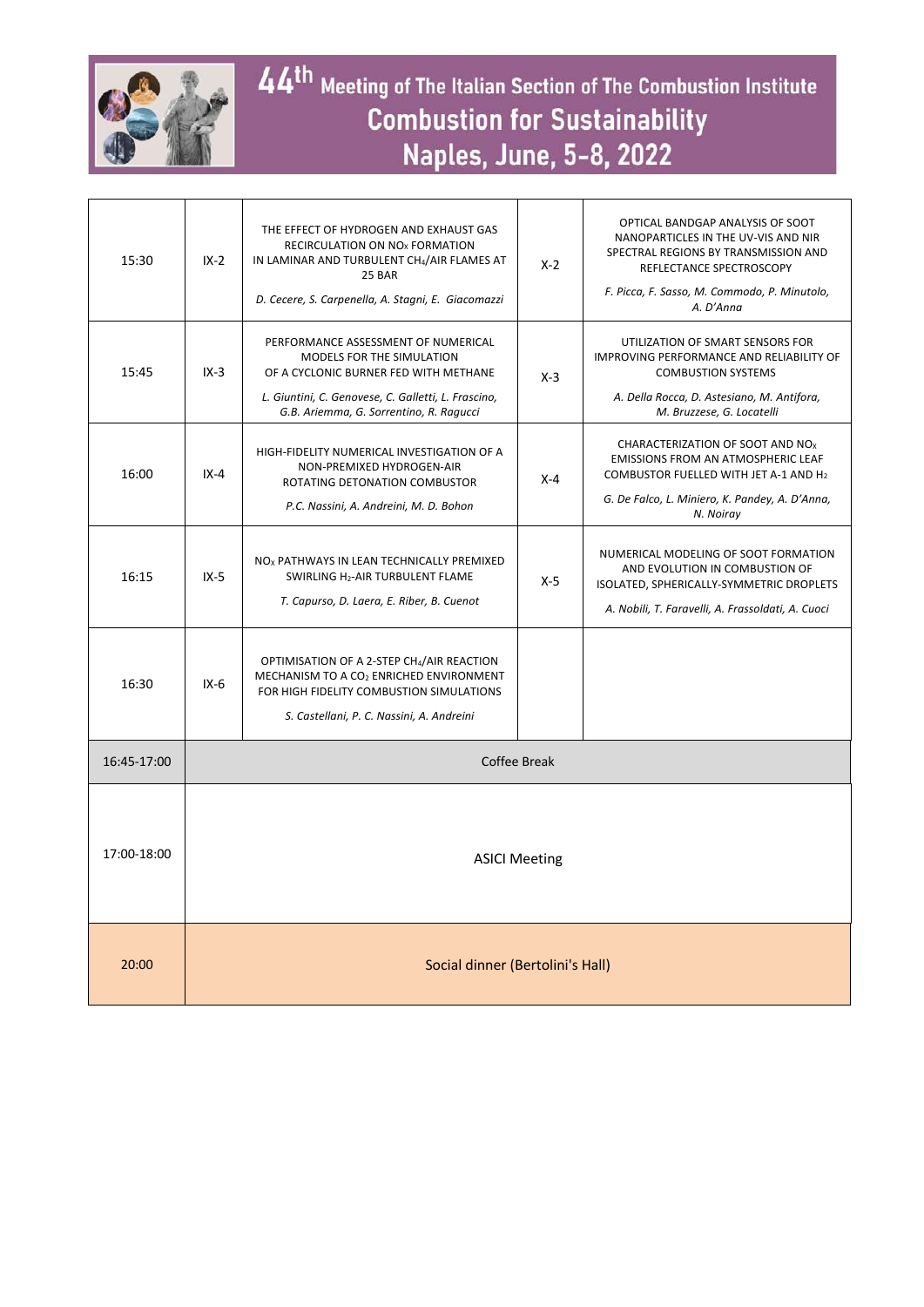| | | | | |
|---|---|---|---|---|
| 15:30 | IX-2 | THE EFFECT OF HYDROGEN AND EXHAUST GAS RECIRCULATION ON $NO_x$ FORMATION IN LAMINAR AND TURBULENT $CH_4$/AIR FLAMES AT 25 BAR<br>*D. Cecere, S. Carpenella, A. Stagni, E. Giacomazzi* | X-2 | OPTICAL BANDGAP ANALYSIS OF SOOT NANOPARTICLES IN THE UV-VIS AND NIR SPECTRAL REGIONS BY TRANSMISSION AND REFLECTANCE SPECTROSCOPY<br>*F. Picca, F. Sasso, M. Commodo, P. Minutolo, A. D'Anna* |
| 15:45 | IX-3 | PERFORMANCE ASSESSMENT OF NUMERICAL MODELS FOR THE SIMULATION OF A CYCLONIC BURNER FED WITH METHANE<br>*L. Giuntini, C. Genovese, C. Galletti, L. Frascino, G.B. Ariemma, G. Sorrentino, R. Ragucci* | X-3 | UTILIZATION OF SMART SENSORS FOR IMPROVING PERFORMANCE AND RELIABILITY OF COMBUSTION SYSTEMS<br>*A. Della Rocca, D. Astesiano, M. Antifora, M. Bruzzese, G. Locatelli* |
| 16:00 | IX-4 | HIGH-FIDELITY NUMERICAL INVESTIGATION OF A NON-PREMIXED HYDROGEN-AIR ROTATING DETONATION COMBUSTOR<br>*P.C. Nassini, A. Andreini, M. D. Bohon* | X-4 | CHARACTERIZATION OF SOOT AND $NO_x$ EMISSIONS FROM AN ATMOSPHERIC LEAF COMBUSTOR FUELLED WITH JET A-1 AND $H_2$<br>*G. De Falco, L. Miniero, K. Pandey, A. D'Anna, N. Noiray* |
| 16:15 | IX-5 | $NO_x$ PATHWAYS IN LEAN TECHNICALLY PREMIXED SWIRLING $H_2$-AIR TURBULENT FLAME<br>*T. Capurso, D. Laera, E. Riber, B. Cuenot* | X-5 | NUMERICAL MODELING OF SOOT FORMATION AND EVOLUTION IN COMBUSTION OF ISOLATED, SPHERICALLY-SYMMETRIC DROPLETS<br>*A. Nobili, T. Faravelli, A. Frassoldati, A. Cuoci* |
| 16:30 | IX-6 | OPTIMISATION OF A 2-STEP $CH_4$/AIR REACTION MECHANISM TO A $CO_2$ ENRICHED ENVIRONMENT FOR HIGH FIDELITY COMBUSTION SIMULATIONS<br>*S. Castellani, P. C. Nassini, A. Andreini* | | |
| 16:45-17:00 | Coffee Break | | | |
| 17:00-18:00 | ASICI Meeting | | | |
| 20:00 | Social dinner (Bertolini's Hall) | | | |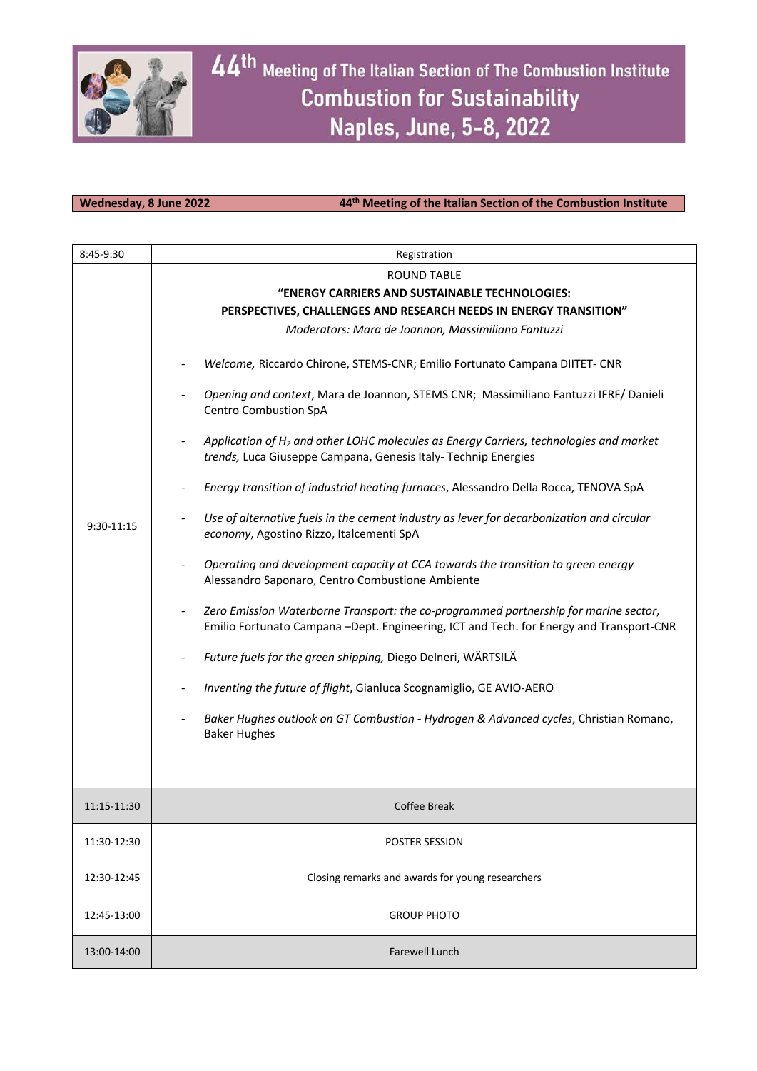# 44th Meeting of The Italian Section of The Combustion Institute
## Combustion for Sustainability
## Naples, June, 5-8, 2022

**Wednesday, 8 June 2022** — **44th Meeting of the Italian Section of the Combustion Institute**

| | |
|---|---|
| 8:45-9:30 | Registration |
| 9:30-11:15 | ROUND TABLE<br>**"ENERGY CARRIERS AND SUSTAINABLE TECHNOLOGIES: PERSPECTIVES, CHALLENGES AND RESEARCH NEEDS IN ENERGY TRANSITION"**<br>*Moderators: Mara de Joannon, Massimiliano Fantuzzi*<br>- *Welcome,* Riccardo Chirone, STEMS-CNR; Emilio Fortunato Campana DIITET- CNR<br>- *Opening and context*, Mara de Joannon, STEMS CNR; Massimiliano Fantuzzi IFRF/ Danieli Centro Combustion SpA<br>- *Application of $H_2$ and other LOHC molecules as Energy Carriers, technologies and market trends,* Luca Giuseppe Campana, Genesis Italy- Technip Energies<br>- *Energy transition of industrial heating furnaces*, Alessandro Della Rocca, TENOVA SpA<br>- *Use of alternative fuels in the cement industry as lever for decarbonization and circular economy*, Agostino Rizzo, Italcementi SpA<br>- *Operating and development capacity at CCA towards the transition to green energy* Alessandro Saponaro, Centro Combustione Ambiente<br>- *Zero Emission Waterborne Transport: the co-programmed partnership for marine sector*, Emilio Fortunato Campana –Dept. Engineering, ICT and Tech. for Energy and Transport-CNR<br>- *Future fuels for the green shipping,* Diego Delneri, WÄRTSILÄ<br>- *Inventing the future of flight*, Gianluca Scognamiglio, GE AVIO-AERO<br>- *Baker Hughes outlook on GT Combustion - Hydrogen & Advanced cycles*, Christian Romano, Baker Hughes |
| 11:15-11:30 | Coffee Break |
| 11:30-12:30 | POSTER SESSION |
| 12:30-12:45 | Closing remarks and awards for young researchers |
| 12:45-13:00 | GROUP PHOTO |
| 13:00-14:00 | Farewell Lunch |